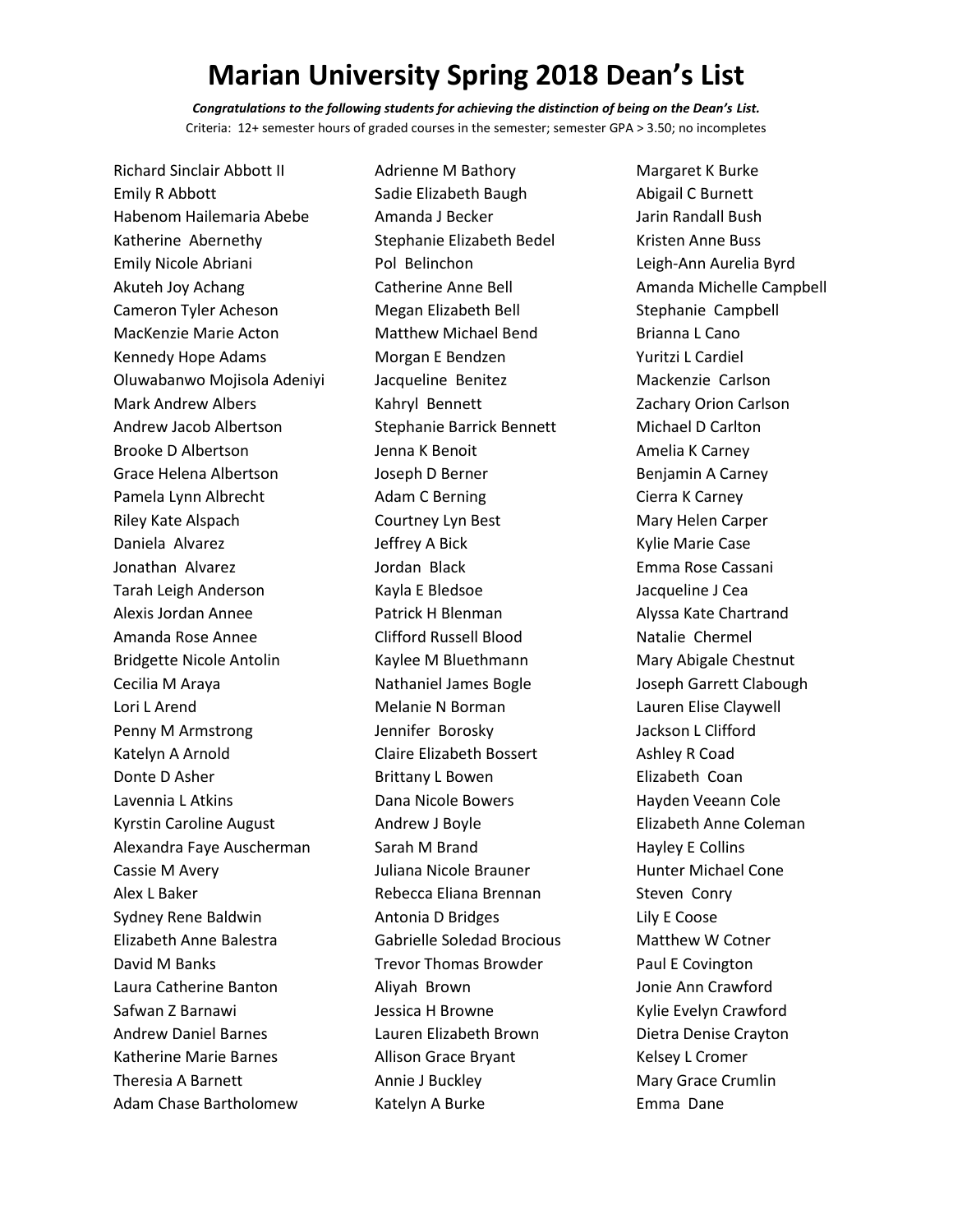# Marian University Spring 2018 Dean's List

***Congratulations to the following students for achieving the distinction of being on the Dean's List.***

Criteria: 12+ semester hours of graded courses in the semester; semester GPA > 3.50; no incompletes

Richard Sinclair Abbott II
Emily R Abbott
Habenom Hailemaria Abebe
Katherine Abernethy
Emily Nicole Abriani
Akuteh Joy Achang
Cameron Tyler Acheson
MacKenzie Marie Acton
Kennedy Hope Adams
Oluwabanwo Mojisola Adeniyi
Mark Andrew Albers
Andrew Jacob Albertson
Brooke D Albertson
Grace Helena Albertson
Pamela Lynn Albrecht
Riley Kate Alspach
Daniela Alvarez
Jonathan Alvarez
Tarah Leigh Anderson
Alexis Jordan Annee
Amanda Rose Annee
Bridgette Nicole Antolin
Cecilia M Araya
Lori L Arend
Penny M Armstrong
Katelyn A Arnold
Donte D Asher
Lavennia L Atkins
Kyrstin Caroline August
Alexandra Faye Auscherman
Cassie M Avery
Alex L Baker
Sydney Rene Baldwin
Elizabeth Anne Balestra
David M Banks
Laura Catherine Banton
Safwan Z Barnawi
Andrew Daniel Barnes
Katherine Marie Barnes
Theresia A Barnett
Adam Chase Bartholomew
Adrienne M Bathory
Sadie Elizabeth Baugh
Amanda J Becker
Stephanie Elizabeth Bedel
Pol Belinchon
Catherine Anne Bell
Megan Elizabeth Bell
Matthew Michael Bend
Morgan E Bendzen
Jacqueline Benitez
Kahryl Bennett
Stephanie Barrick Bennett
Jenna K Benoit
Joseph D Berner
Adam C Berning
Courtney Lyn Best
Jeffrey A Bick
Jordan Black
Kayla E Bledsoe
Patrick H Blenman
Clifford Russell Blood
Kaylee M Bluethmann
Nathaniel James Bogle
Melanie N Borman
Jennifer Borosky
Claire Elizabeth Bossert
Brittany L Bowen
Dana Nicole Bowers
Andrew J Boyle
Sarah M Brand
Juliana Nicole Brauner
Rebecca Eliana Brennan
Antonia D Bridges
Gabrielle Soledad Brocious
Trevor Thomas Browder
Aliyah Brown
Jessica H Browne
Lauren Elizabeth Brown
Allison Grace Bryant
Annie J Buckley
Katelyn A Burke
Margaret K Burke
Abigail C Burnett
Jarin Randall Bush
Kristen Anne Buss
Leigh-Ann Aurelia Byrd
Amanda Michelle Campbell
Stephanie Campbell
Brianna L Cano
Yuritzi L Cardiel
Mackenzie Carlson
Zachary Orion Carlson
Michael D Carlton
Amelia K Carney
Benjamin A Carney
Cierra K Carney
Mary Helen Carper
Kylie Marie Case
Emma Rose Cassani
Jacqueline J Cea
Alyssa Kate Chartrand
Natalie Chermel
Mary Abigale Chestnut
Joseph Garrett Clabough
Lauren Elise Claywell
Jackson L Clifford
Ashley R Coad
Elizabeth Coan
Hayden Veeann Cole
Elizabeth Anne Coleman
Hayley E Collins
Hunter Michael Cone
Steven Conry
Lily E Coose
Matthew W Cotner
Paul E Covington
Jonie Ann Crawford
Kylie Evelyn Crawford
Dietra Denise Crayton
Kelsey L Cromer
Mary Grace Crumlin
Emma Dane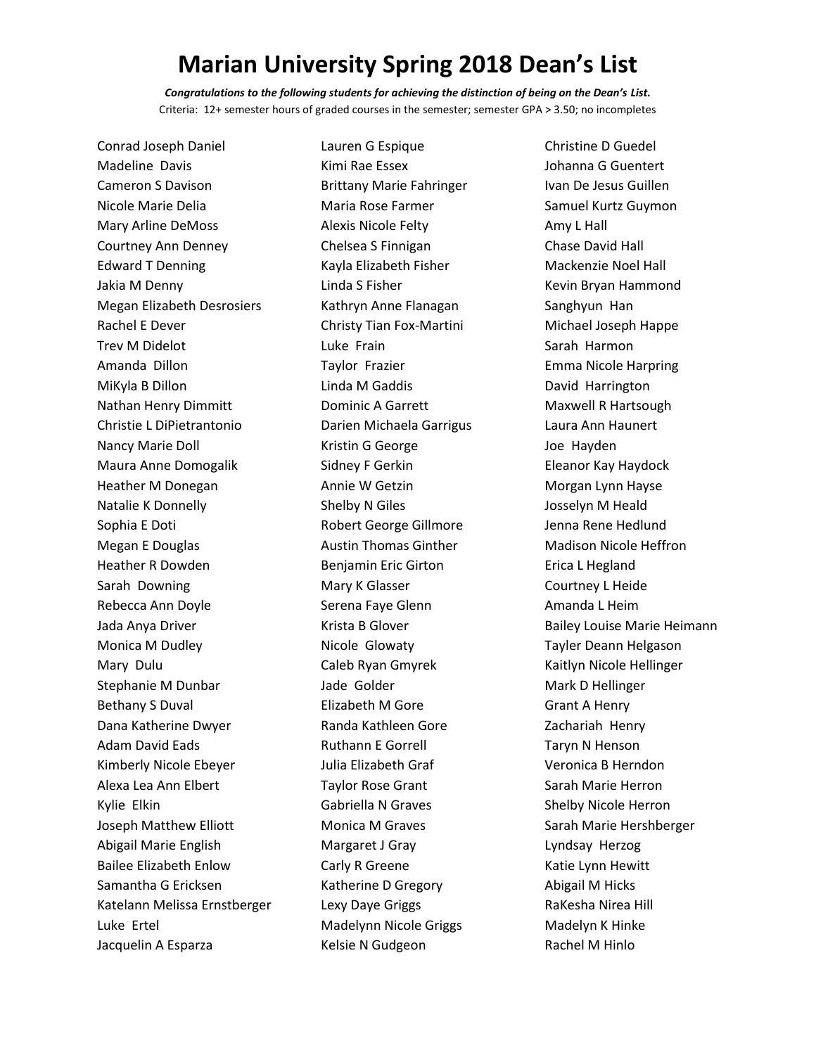# Marian University Spring 2018 Dean's List

***Congratulations to the following students for achieving the distinction of being on the Dean's List.***

Criteria: 12+ semester hours of graded courses in the semester; semester GPA > 3.50; no incompletes

Conrad Joseph Daniel
Madeline Davis
Cameron S Davison
Nicole Marie Delia
Mary Arline DeMoss
Courtney Ann Denney
Edward T Denning
Jakia M Denny
Megan Elizabeth Desrosiers
Rachel E Dever
Trev M Didelot
Amanda Dillon
MiKyla B Dillon
Nathan Henry Dimmitt
Christie L DiPietrantonio
Nancy Marie Doll
Maura Anne Domogalik
Heather M Donegan
Natalie K Donnelly
Sophia E Doti
Megan E Douglas
Heather R Dowden
Sarah Downing
Rebecca Ann Doyle
Jada Anya Driver
Monica M Dudley
Mary Dulu
Stephanie M Dunbar
Bethany S Duval
Dana Katherine Dwyer
Adam David Eads
Kimberly Nicole Ebeyer
Alexa Lea Ann Elbert
Kylie Elkin
Joseph Matthew Elliott
Abigail Marie English
Bailee Elizabeth Enlow
Samantha G Ericksen
Katelann Melissa Ernstberger
Luke Ertel
Jacquelin A Esparza
Lauren G Espique
Kimi Rae Essex
Brittany Marie Fahringer
Maria Rose Farmer
Alexis Nicole Felty
Chelsea S Finnigan
Kayla Elizabeth Fisher
Linda S Fisher
Kathryn Anne Flanagan
Christy Tian Fox-Martini
Luke Frain
Taylor Frazier
Linda M Gaddis
Dominic A Garrett
Darien Michaela Garrigus
Kristin G George
Sidney F Gerkin
Annie W Getzin
Shelby N Giles
Robert George Gillmore
Austin Thomas Ginther
Benjamin Eric Girton
Mary K Glasser
Serena Faye Glenn
Krista B Glover
Nicole Glowaty
Caleb Ryan Gmyrek
Jade Golder
Elizabeth M Gore
Randa Kathleen Gore
Ruthann E Gorrell
Julia Elizabeth Graf
Taylor Rose Grant
Gabriella N Graves
Monica M Graves
Margaret J Gray
Carly R Greene
Katherine D Gregory
Lexy Daye Griggs
Madelynn Nicole Griggs
Kelsie N Gudgeon
Christine D Guedel
Johanna G Guentert
Ivan De Jesus Guillen
Samuel Kurtz Guymon
Amy L Hall
Chase David Hall
Mackenzie Noel Hall
Kevin Bryan Hammond
Sanghyun Han
Michael Joseph Happe
Sarah Harmon
Emma Nicole Harpring
David Harrington
Maxwell R Hartsough
Laura Ann Haunert
Joe Hayden
Eleanor Kay Haydock
Morgan Lynn Hayse
Josselyn M Heald
Jenna Rene Hedlund
Madison Nicole Heffron
Erica L Hegland
Courtney L Heide
Amanda L Heim
Bailey Louise Marie Heimann
Tayler Deann Helgason
Kaitlyn Nicole Hellinger
Mark D Hellinger
Grant A Henry
Zachariah Henry
Taryn N Henson
Veronica B Herndon
Sarah Marie Herron
Shelby Nicole Herron
Sarah Marie Hershberger
Lyndsay Herzog
Katie Lynn Hewitt
Abigail M Hicks
RaKesha Nirea Hill
Madelyn K Hinke
Rachel M Hinlo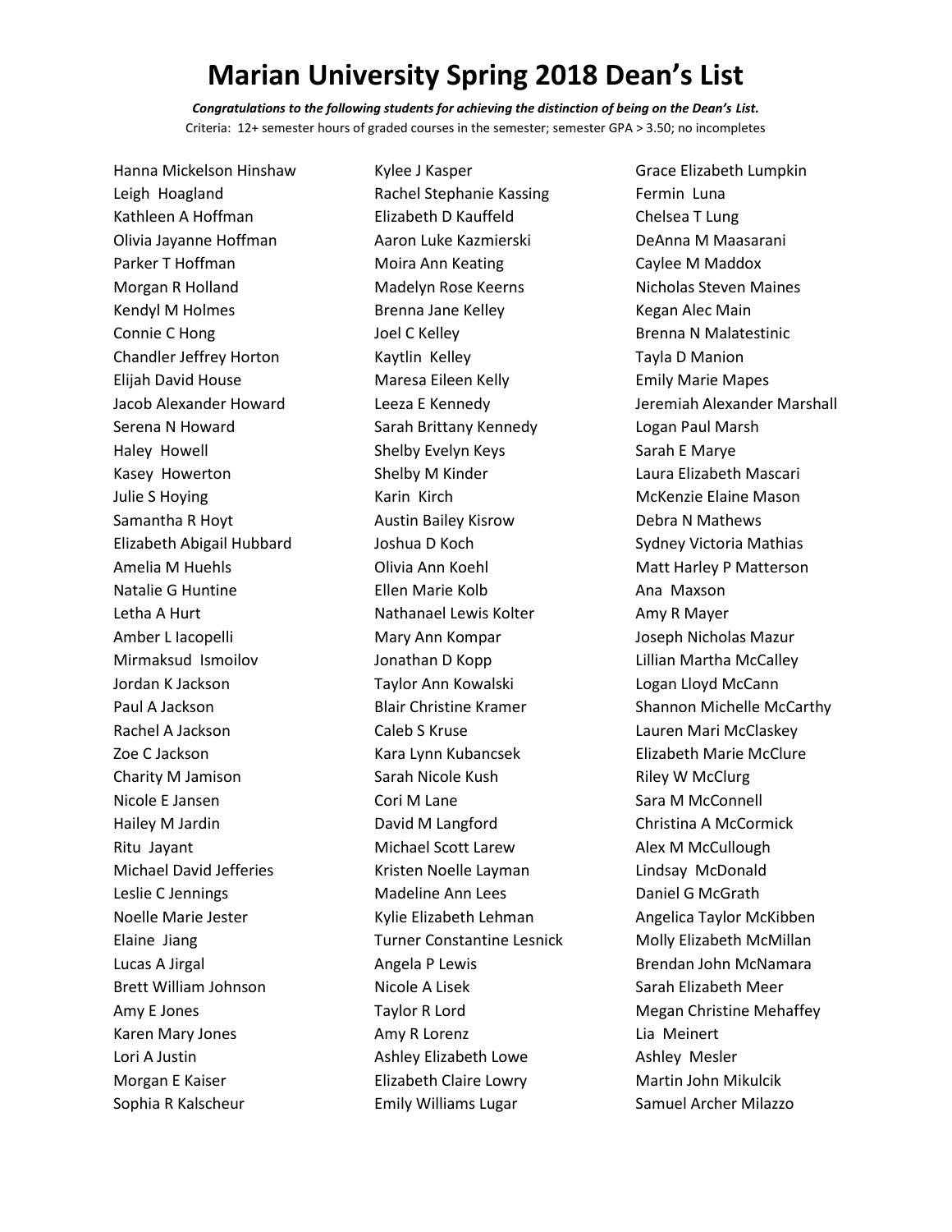# Marian University Spring 2018 Dean's List

***Congratulations to the following students for achieving the distinction of being on the Dean's List.***

Criteria: 12+ semester hours of graded courses in the semester; semester GPA > 3.50; no incompletes

Hanna Mickelson Hinshaw
Leigh Hoagland
Kathleen A Hoffman
Olivia Jayanne Hoffman
Parker T Hoffman
Morgan R Holland
Kendyl M Holmes
Connie C Hong
Chandler Jeffrey Horton
Elijah David House
Jacob Alexander Howard
Serena N Howard
Haley Howell
Kasey Howerton
Julie S Hoying
Samantha R Hoyt
Elizabeth Abigail Hubbard
Amelia M Huehls
Natalie G Huntine
Letha A Hurt
Amber L Iacopelli
Mirmaksud Ismoilov
Jordan K Jackson
Paul A Jackson
Rachel A Jackson
Zoe C Jackson
Charity M Jamison
Nicole E Jansen
Hailey M Jardin
Ritu Jayant
Michael David Jefferies
Leslie C Jennings
Noelle Marie Jester
Elaine Jiang
Lucas A Jirgal
Brett William Johnson
Amy E Jones
Karen Mary Jones
Lori A Justin
Morgan E Kaiser
Sophia R Kalscheur
Kylee J Kasper
Rachel Stephanie Kassing
Elizabeth D Kauffeld
Aaron Luke Kazmierski
Moira Ann Keating
Madelyn Rose Keerns
Brenna Jane Kelley
Joel C Kelley
Kaytlin Kelley
Maresa Eileen Kelly
Leeza E Kennedy
Sarah Brittany Kennedy
Shelby Evelyn Keys
Shelby M Kinder
Karin Kirch
Austin Bailey Kisrow
Joshua D Koch
Olivia Ann Koehl
Ellen Marie Kolb
Nathanael Lewis Kolter
Mary Ann Kompar
Jonathan D Kopp
Taylor Ann Kowalski
Blair Christine Kramer
Caleb S Kruse
Kara Lynn Kubancsek
Sarah Nicole Kush
Cori M Lane
David M Langford
Michael Scott Larew
Kristen Noelle Layman
Madeline Ann Lees
Kylie Elizabeth Lehman
Turner Constantine Lesnick
Angela P Lewis
Nicole A Lisek
Taylor R Lord
Amy R Lorenz
Ashley Elizabeth Lowe
Elizabeth Claire Lowry
Emily Williams Lugar
Grace Elizabeth Lumpkin
Fermin Luna
Chelsea T Lung
DeAnna M Maasarani
Caylee M Maddox
Nicholas Steven Maines
Kegan Alec Main
Brenna N Malatestinic
Tayla D Manion
Emily Marie Mapes
Jeremiah Alexander Marshall
Logan Paul Marsh
Sarah E Marye
Laura Elizabeth Mascari
McKenzie Elaine Mason
Debra N Mathews
Sydney Victoria Mathias
Matt Harley P Matterson
Ana Maxson
Amy R Mayer
Joseph Nicholas Mazur
Lillian Martha McCalley
Logan Lloyd McCann
Shannon Michelle McCarthy
Lauren Mari McClaskey
Elizabeth Marie McClure
Riley W McClurg
Sara M McConnell
Christina A McCormick
Alex M McCullough
Lindsay McDonald
Daniel G McGrath
Angelica Taylor McKibben
Molly Elizabeth McMillan
Brendan John McNamara
Sarah Elizabeth Meer
Megan Christine Mehaffey
Lia Meinert
Ashley Mesler
Martin John Mikulcik
Samuel Archer Milazzo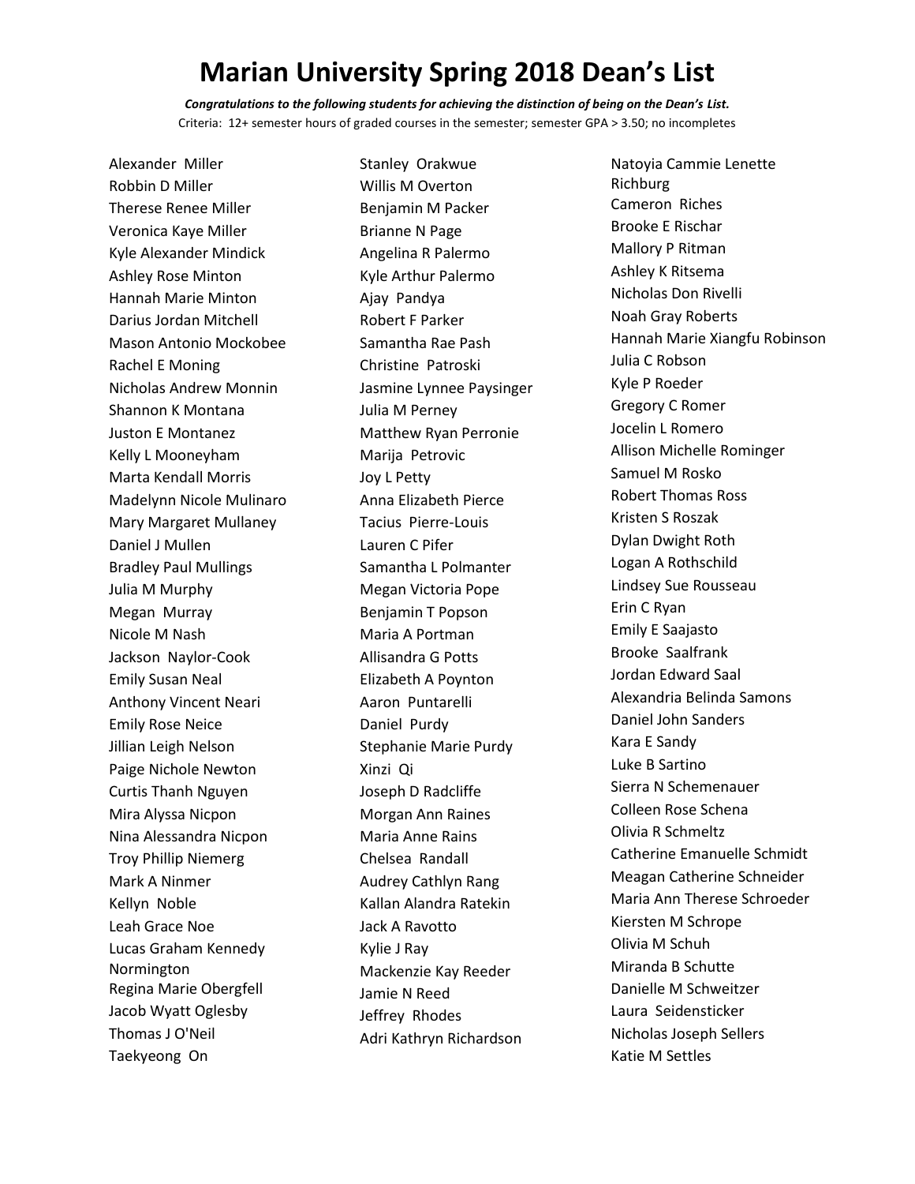# Marian University Spring 2018 Dean's List

***Congratulations to the following students for achieving the distinction of being on the Dean's List.***

Criteria: 12+ semester hours of graded courses in the semester; semester GPA > 3.50; no incompletes

Alexander Miller
Robbin D Miller
Therese Renee Miller
Veronica Kaye Miller
Kyle Alexander Mindick
Ashley Rose Minton
Hannah Marie Minton
Darius Jordan Mitchell
Mason Antonio Mockobee
Rachel E Moning
Nicholas Andrew Monnin
Shannon K Montana
Juston E Montanez
Kelly L Mooneyham
Marta Kendall Morris
Madelynn Nicole Mulinaro
Mary Margaret Mullaney
Daniel J Mullen
Bradley Paul Mullings
Julia M Murphy
Megan Murray
Nicole M Nash
Jackson Naylor-Cook
Emily Susan Neal
Anthony Vincent Neari
Emily Rose Neice
Jillian Leigh Nelson
Paige Nichole Newton
Curtis Thanh Nguyen
Mira Alyssa Nicpon
Nina Alessandra Nicpon
Troy Phillip Niemerg
Mark A Ninmer
Kellyn Noble
Leah Grace Noe
Lucas Graham Kennedy Normington
Regina Marie Obergfell
Jacob Wyatt Oglesby
Thomas J O'Neil
Taekyeong On
Stanley Orakwue
Willis M Overton
Benjamin M Packer
Brianne N Page
Angelina R Palermo
Kyle Arthur Palermo
Ajay Pandya
Robert F Parker
Samantha Rae Pash
Christine Patroski
Jasmine Lynnee Paysinger
Julia M Perney
Matthew Ryan Perronie
Marija Petrovic
Joy L Petty
Anna Elizabeth Pierce
Tacius Pierre-Louis
Lauren C Pifer
Samantha L Polmanter
Megan Victoria Pope
Benjamin T Popson
Maria A Portman
Allisandra G Potts
Elizabeth A Poynton
Aaron Puntarelli
Daniel Purdy
Stephanie Marie Purdy
Xinzi Qi
Joseph D Radcliffe
Morgan Ann Raines
Maria Anne Rains
Chelsea Randall
Audrey Cathlyn Rang
Kallan Alandra Ratekin
Jack A Ravotto
Kylie J Ray
Mackenzie Kay Reeder
Jamie N Reed
Jeffrey Rhodes
Adri Kathryn Richardson
Natoyia Cammie Lenette Richburg
Cameron Riches
Brooke E Rischar
Mallory P Ritman
Ashley K Ritsema
Nicholas Don Rivelli
Noah Gray Roberts
Hannah Marie Xiangfu Robinson
Julia C Robson
Kyle P Roeder
Gregory C Romer
Jocelin L Romero
Allison Michelle Rominger
Samuel M Rosko
Robert Thomas Ross
Kristen S Roszak
Dylan Dwight Roth
Logan A Rothschild
Lindsey Sue Rousseau
Erin C Ryan
Emily E Saajasto
Brooke Saalfrank
Jordan Edward Saal
Alexandria Belinda Samons
Daniel John Sanders
Kara E Sandy
Luke B Sartino
Sierra N Schemenauer
Colleen Rose Schena
Olivia R Schmeltz
Catherine Emanuelle Schmidt
Meagan Catherine Schneider
Maria Ann Therese Schroeder
Kiersten M Schrope
Olivia M Schuh
Miranda B Schutte
Danielle M Schweitzer
Laura Seidensticker
Nicholas Joseph Sellers
Katie M Settles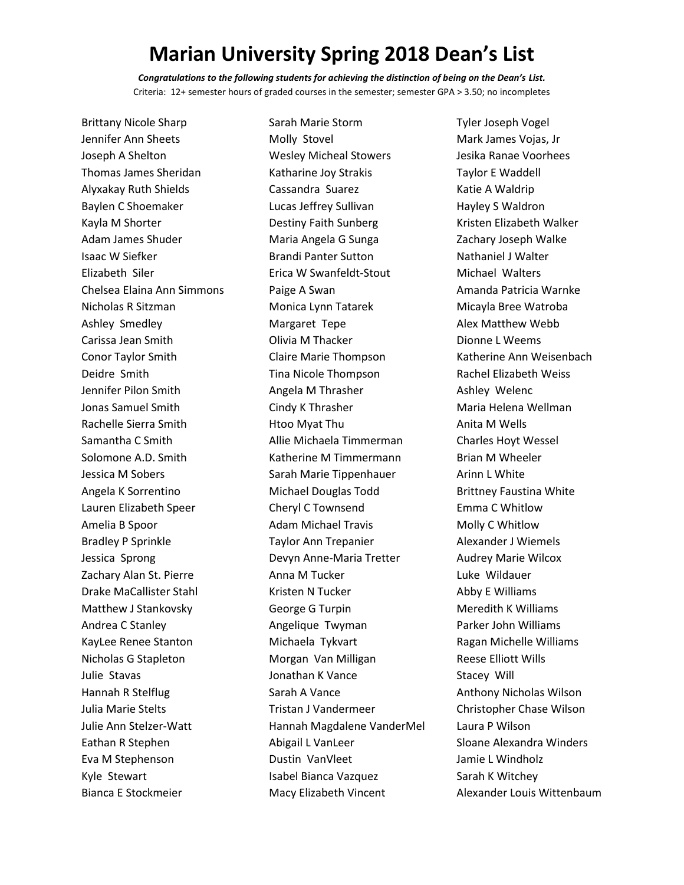# Marian University Spring 2018 Dean's List

***Congratulations to the following students for achieving the distinction of being on the Dean's List.***

Criteria: 12+ semester hours of graded courses in the semester; semester GPA > 3.50; no incompletes

Brittany Nicole Sharp
Jennifer Ann Sheets
Joseph A Shelton
Thomas James Sheridan
Alyxakay Ruth Shields
Baylen C Shoemaker
Kayla M Shorter
Adam James Shuder
Isaac W Siefker
Elizabeth Siler
Chelsea Elaina Ann Simmons
Nicholas R Sitzman
Ashley Smedley
Carissa Jean Smith
Conor Taylor Smith
Deidre Smith
Jennifer Pilon Smith
Jonas Samuel Smith
Rachelle Sierra Smith
Samantha C Smith
Solomone A.D. Smith
Jessica M Sobers
Angela K Sorrentino
Lauren Elizabeth Speer
Amelia B Spoor
Bradley P Sprinkle
Jessica Sprong
Zachary Alan St. Pierre
Drake MaCallister Stahl
Matthew J Stankovsky
Andrea C Stanley
KayLee Renee Stanton
Nicholas G Stapleton
Julie Stavas
Hannah R Stelflug
Julia Marie Stelts
Julie Ann Stelzer-Watt
Eathan R Stephen
Eva M Stephenson
Kyle Stewart
Bianca E Stockmeier
Sarah Marie Storm
Molly Stovel
Wesley Micheal Stowers
Katharine Joy Strakis
Cassandra Suarez
Lucas Jeffrey Sullivan
Destiny Faith Sunberg
Maria Angela G Sunga
Brandi Panter Sutton
Erica W Swanfeldt-Stout
Paige A Swan
Monica Lynn Tatarek
Margaret Tepe
Olivia M Thacker
Claire Marie Thompson
Tina Nicole Thompson
Angela M Thrasher
Cindy K Thrasher
Htoo Myat Thu
Allie Michaela Timmerman
Katherine M Timmermann
Sarah Marie Tippenhauer
Michael Douglas Todd
Cheryl C Townsend
Adam Michael Travis
Taylor Ann Trepanier
Devyn Anne-Maria Tretter
Anna M Tucker
Kristen N Tucker
George G Turpin
Angelique Twyman
Michaela Tykvart
Morgan Van Milligan
Jonathan K Vance
Sarah A Vance
Tristan J Vandermeer
Hannah Magdalene VanderMel
Abigail L VanLeer
Dustin VanVleet
Isabel Bianca Vazquez
Macy Elizabeth Vincent
Tyler Joseph Vogel
Mark James Vojas, Jr
Jesika Ranae Voorhees
Taylor E Waddell
Katie A Waldrip
Hayley S Waldron
Kristen Elizabeth Walker
Zachary Joseph Walke
Nathaniel J Walter
Michael Walters
Amanda Patricia Warnke
Micayla Bree Watroba
Alex Matthew Webb
Dionne L Weems
Katherine Ann Weisenbach
Rachel Elizabeth Weiss
Ashley Welenc
Maria Helena Wellman
Anita M Wells
Charles Hoyt Wessel
Brian M Wheeler
Arinn L White
Brittney Faustina White
Emma C Whitlow
Molly C Whitlow
Alexander J Wiemels
Audrey Marie Wilcox
Luke Wildauer
Abby E Williams
Meredith K Williams
Parker John Williams
Ragan Michelle Williams
Reese Elliott Wills
Stacey Will
Anthony Nicholas Wilson
Christopher Chase Wilson
Laura P Wilson
Sloane Alexandra Winders
Jamie L Windholz
Sarah K Witchey
Alexander Louis Wittenbaum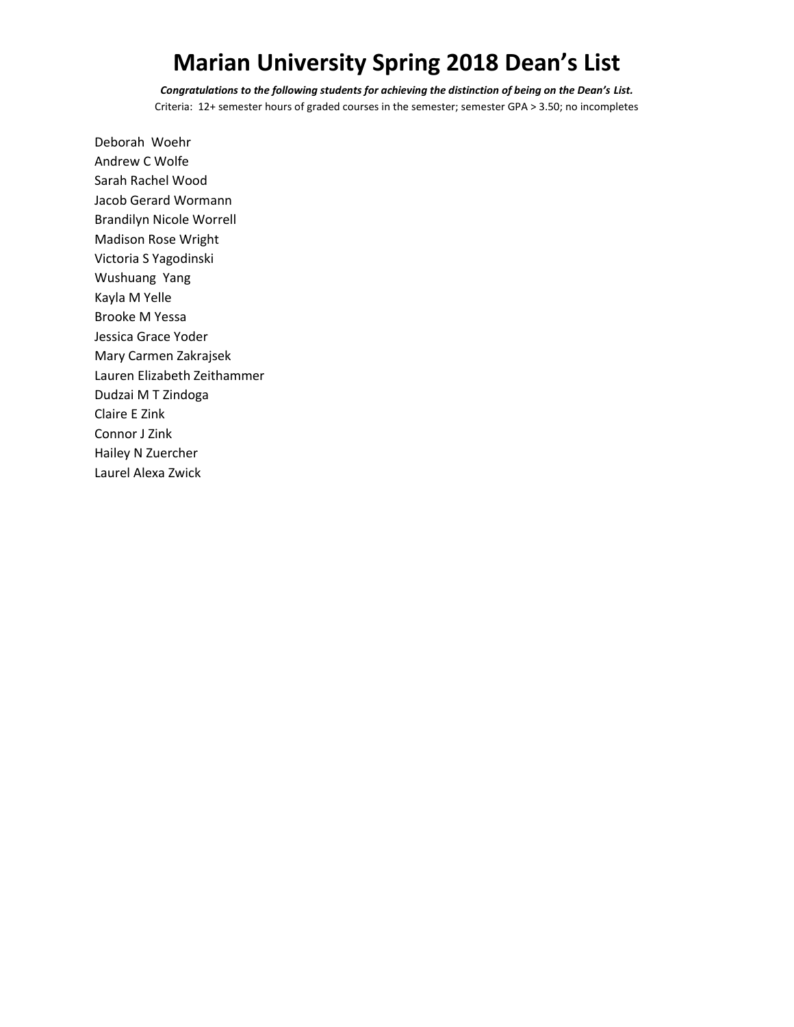# Marian University Spring 2018 Dean's List

***Congratulations to the following students for achieving the distinction of being on the Dean's List.***

Criteria: 12+ semester hours of graded courses in the semester; semester GPA > 3.50; no incompletes

Deborah Woehr
Andrew C Wolfe
Sarah Rachel Wood
Jacob Gerard Wormann
Brandilyn Nicole Worrell
Madison Rose Wright
Victoria S Yagodinski
Wushuang Yang
Kayla M Yelle
Brooke M Yessa
Jessica Grace Yoder
Mary Carmen Zakrajsek
Lauren Elizabeth Zeithammer
Dudzai M T Zindoga
Claire E Zink
Connor J Zink
Hailey N Zuercher
Laurel Alexa Zwick